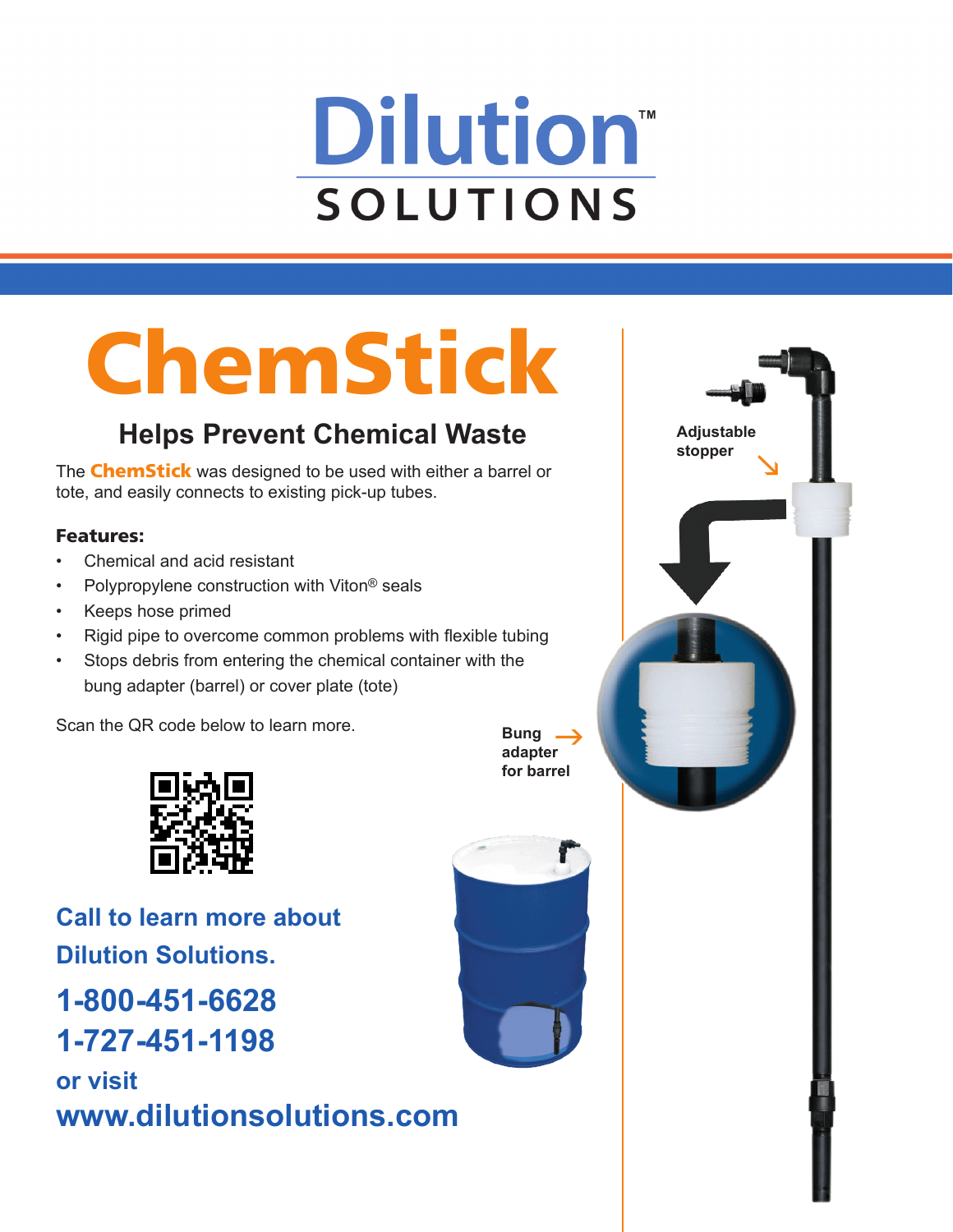# Dilution™ SOLUTIONS

# ChemStick

## Helps Prevent Chemical Waste

The **ChemStick** was designed to be used with either a barrel or tote, and easily connects to existing pick-up tubes.

**Features:**

- Chemical and acid resistant
- Polypropylene construction with Viton® seals
- Keeps hose primed
- Rigid pipe to overcome common problems with flexible tubing
- Stops debris from entering the chemical container with the bung adapter (barrel) or cover plate (tote)

Scan the QR code below to learn more.

Adjustable stopper

Bung adapter for barrel

**Call to learn more about Dilution Solutions.**

**1-800-451-6628**
**1-727-451-1198**

**or visit**
**www.dilutionsolutions.com**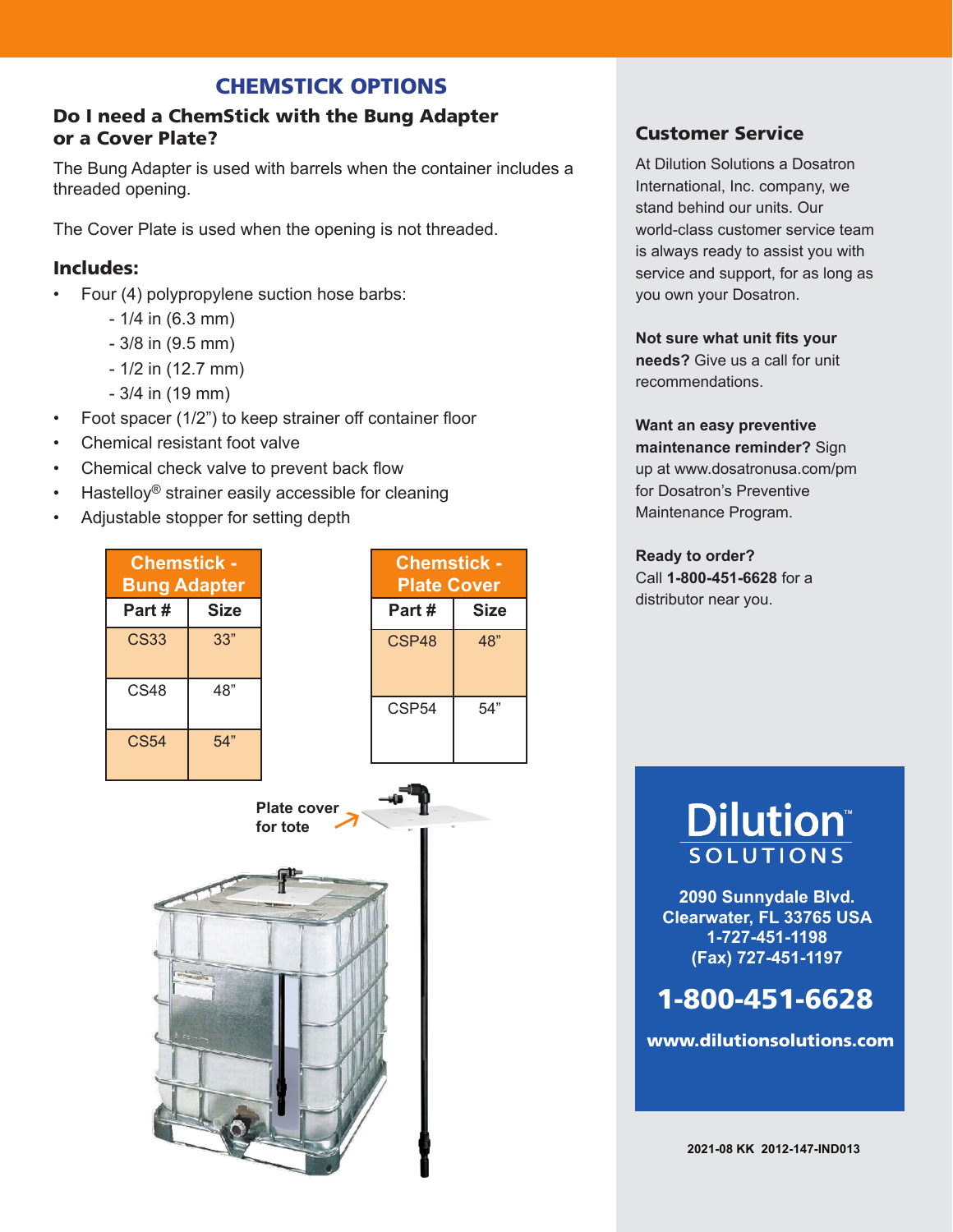## CHEMSTICK OPTIONS

### Do I need a ChemStick with the Bung Adapter or a Cover Plate?

The Bung Adapter is used with barrels when the container includes a threaded opening.

The Cover Plate is used when the opening is not threaded.

### Includes:

- Four (4) polypropylene suction hose barbs:
  - 1/4 in (6.3 mm)
  - 3/8 in (9.5 mm)
  - 1/2 in (12.7 mm)
  - 3/4 in (19 mm)
- Foot spacer (1/2") to keep strainer off container floor
- Chemical resistant foot valve
- Chemical check valve to prevent back flow
- Hastelloy® strainer easily accessible for cleaning
- Adjustable stopper for setting depth

| Chemstick - Bung Adapter | |
|---|---|
| **Part #** | **Size** |
| CS33 | 33" |
| CS48 | 48" |
| CS54 | 54" |

| Chemstick - Plate Cover | |
|---|---|
| **Part #** | **Size** |
| CSP48 | 48" |
| CSP54 | 54" |

Plate cover for tote

### Customer Service

At Dilution Solutions a Dosatron International, Inc. company, we stand behind our units. Our world-class customer service team is always ready to assist you with service and support, for as long as you own your Dosatron.

**Not sure what unit fits your needs?** Give us a call for unit recommendations.

**Want an easy preventive maintenance reminder?** Sign up at www.dosatronusa.com/pm for Dosatron's Preventive Maintenance Program.

**Ready to order?**
Call **1-800-451-6628** for a distributor near you.

**Dilution™ SOLUTIONS**

**2090 Sunnydale Blvd.**
**Clearwater, FL 33765 USA**
**1-727-451-1198**
**(Fax) 727-451-1197**

**1-800-451-6628**

**www.dilutionsolutions.com**

2021-08 KK 2012-147-IND013